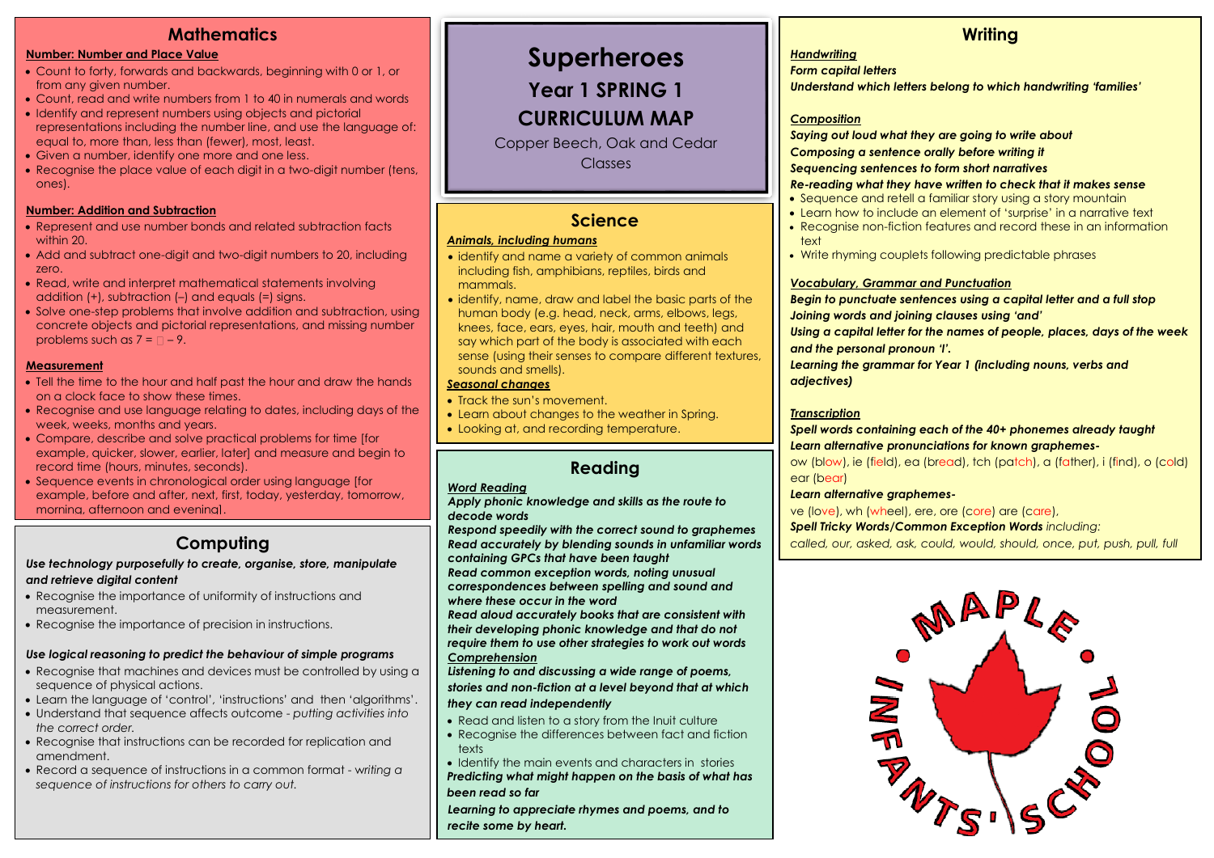# Superheroes

## Year 1 SPRING 1

## CURRICULUM MAP

Copper Beech, Oak and Cedar Classes

## Mathematics

**Number: Number and Place Value**

- Count to forty, forwards and backwards, beginning with 0 or 1, or from any given number.
- Count, read and write numbers from 1 to 40 in numerals and words
- Identify and represent numbers using objects and pictorial representations including the number line, and use the language of: equal to, more than, less than (fewer), most, least.
- Given a number, identify one more and one less.
- Recognise the place value of each digit in a two-digit number (tens, ones).

**Number: Addition and Subtraction**

- Represent and use number bonds and related subtraction facts within 20.
- Add and subtract one-digit and two-digit numbers to 20, including zero.
- Read, write and interpret mathematical statements involving addition (+), subtraction (–) and equals (=) signs.
- Solve one-step problems that involve addition and subtraction, using concrete objects and pictorial representations, and missing number problems such as $7 = \square - 9$.

**Measurement**

- Tell the time to the hour and half past the hour and draw the hands on a clock face to show these times.
- Recognise and use language relating to dates, including days of the week, weeks, months and years.
- Compare, describe and solve practical problems for time [for example, quicker, slower, earlier, later] and measure and begin to record time (hours, minutes, seconds).
- Sequence events in chronological order using language [for example, before and after, next, first, today, yesterday, tomorrow, morning, afternoon and evening].

## Computing

***Use technology purposefully to create, organise, store, manipulate and retrieve digital content***

- Recognise the importance of uniformity of instructions and measurement.
- Recognise the importance of precision in instructions.

***Use logical reasoning to predict the behaviour of simple programs***

- Recognise that machines and devices must be controlled by using a sequence of physical actions.
- Learn the language of 'control', 'instructions' and then 'algorithms'.
- Understand that sequence affects outcome - *putting activities into the correct order.*
- Recognise that instructions can be recorded for replication and amendment.
- Record a sequence of instructions in a common format - *writing a sequence of instructions for others to carry out.*

## Science

***Animals, including humans***

- identify and name a variety of common animals including fish, amphibians, reptiles, birds and mammals.
- identify, name, draw and label the basic parts of the human body (e.g. head, neck, arms, elbows, legs, knees, face, ears, eyes, hair, mouth and teeth) and say which part of the body is associated with each sense (using their senses to compare different textures, sounds and smells).

***Seasonal changes***

- Track the sun's movement.
- Learn about changes to the weather in Spring.
- Looking at, and recording temperature.

## Reading

***Word Reading***

***Apply phonic knowledge and skills as the route to decode words***

***Respond speedily with the correct sound to graphemes***

***Read accurately by blending sounds in unfamiliar words containing GPCs that have been taught***

***Read common exception words, noting unusual correspondences between spelling and sound and where these occur in the word***

***Read aloud accurately books that are consistent with their developing phonic knowledge and that do not require them to use other strategies to work out words***

***Comprehension***

***Listening to and discussing a wide range of poems, stories and non-fiction at a level beyond that at which they can read independently***

- Read and listen to a story from the Inuit culture
- Recognise the differences between fact and fiction texts
- Identify the main events and characters in stories

***Predicting what might happen on the basis of what has been read so far***

***Learning to appreciate rhymes and poems, and to recite some by heart.***

## Writing

***Handwriting***

***Form capital letters***

***Understand which letters belong to which handwriting 'families'***

***Composition***

***Saying out loud what they are going to write about***

***Composing a sentence orally before writing it***

***Sequencing sentences to form short narratives***

***Re-reading what they have written to check that it makes sense***

- Sequence and retell a familiar story using a story mountain
- Learn how to include an element of 'surprise' in a narrative text
- Recognise non-fiction features and record these in an information text
- Write rhyming couplets following predictable phrases

***Vocabulary, Grammar and Punctuation***

***Begin to punctuate sentences using a capital letter and a full stop***

***Joining words and joining clauses using 'and'***

***Using a capital letter for the names of people, places, days of the week and the personal pronoun 'I'.***

***Learning the grammar for Year 1 (including nouns, verbs and adjectives)***

***Transcription***

***Spell words containing each of the 40+ phonemes already taught***

***Learn alternative pronunciations for known graphemes-***

ow (blow), ie (field), ea (bread), tch (patch), a (father), i (find), o (cold) ear (bear)

***Learn alternative graphemes-***

ve (love), wh (wheel), ere, ore (core) are (care),

***Spell Tricky Words/Common Exception Words*** *including:*

*called, our, asked, ask, could, would, should, once, put, push, pull, full*

MAPLE INFANTS' SCHOOL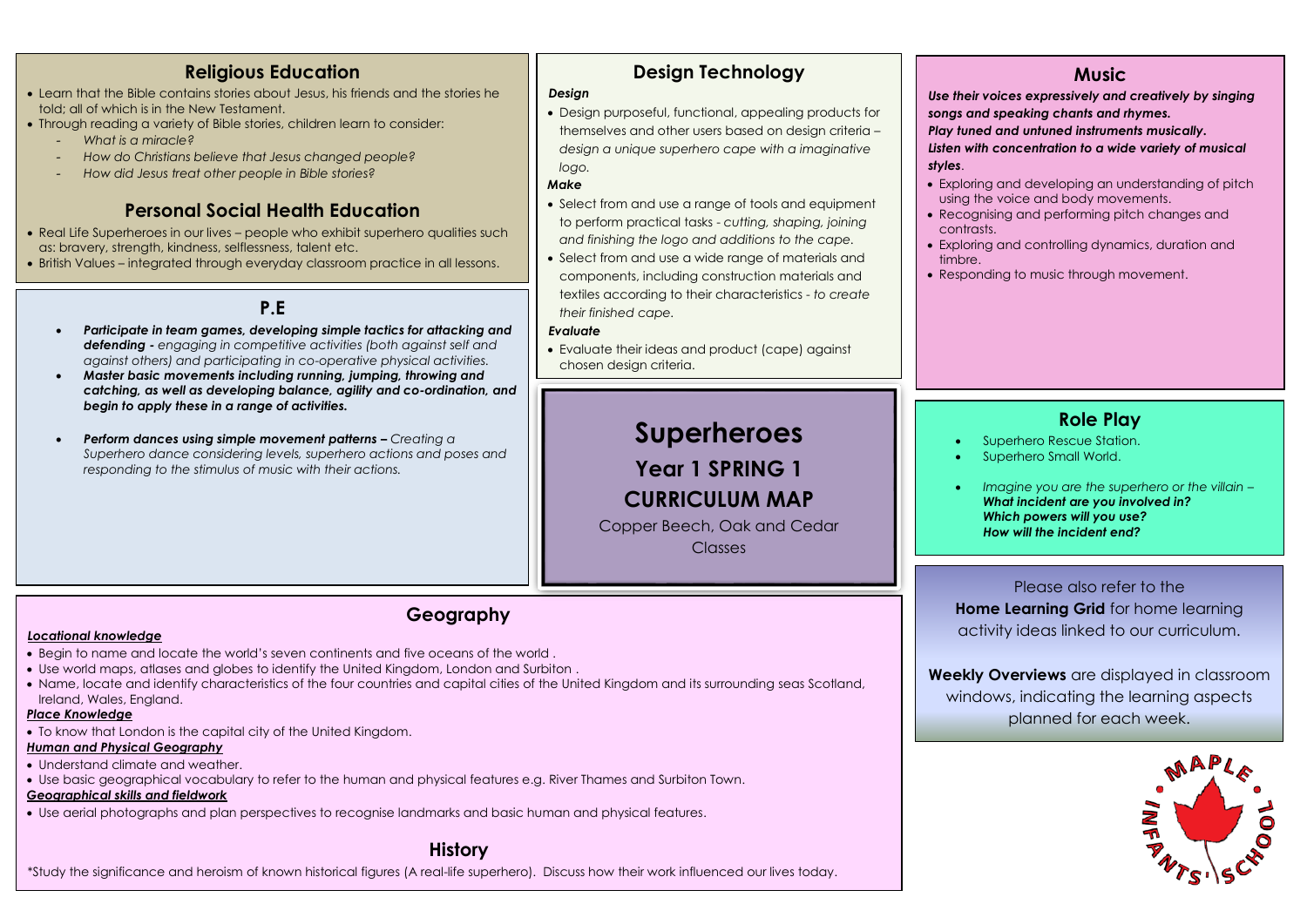## Religious Education

- Learn that the Bible contains stories about Jesus, his friends and the stories he told; all of which is in the New Testament.
- Through reading a variety of Bible stories, children learn to consider:
  - *What is a miracle?*
  - *How do Christians believe that Jesus changed people?*
  - *How did Jesus treat other people in Bible stories?*

## Personal Social Health Education

- Real Life Superheroes in our lives – people who exhibit superhero qualities such as: bravery, strength, kindness, selflessness, talent etc.
- British Values – integrated through everyday classroom practice in all lessons.

## P.E

- ***Participate in team games, developing simple tactics for attacking and defending -*** *engaging in competitive activities (both against self and against others) and participating in co-operative physical activities.*
- ***Master basic movements including running, jumping, throwing and catching, as well as developing balance, agility and co-ordination, and begin to apply these in a range of activities.***
- ***Perform dances using simple movement patterns –*** *Creating a Superhero dance considering levels, superhero actions and poses and responding to the stimulus of music with their actions.*

## Design Technology

***Design***

- Design purposeful, functional, appealing products for themselves and other users based on design criteria – *design a unique superhero cape with a imaginative logo.*

***Make***

- Select from and use a range of tools and equipment to perform practical tasks - *cutting, shaping, joining and finishing the logo and additions to the cape.*
- Select from and use a wide range of materials and components, including construction materials and textiles according to their characteristics - *to create their finished cape.*

***Evaluate***

- Evaluate their ideas and product (cape) against chosen design criteria.

# Superheroes

## Year 1 SPRING 1

## CURRICULUM MAP

Copper Beech, Oak and Cedar Classes

## Music

***Use their voices expressively and creatively by singing songs and speaking chants and rhymes.***
***Play tuned and untuned instruments musically.***
***Listen with concentration to a wide variety of musical styles***.

- Exploring and developing an understanding of pitch using the voice and body movements.
- Recognising and performing pitch changes and contrasts.
- Exploring and controlling dynamics, duration and timbre.
- Responding to music through movement.

## Role Play

- Superhero Rescue Station.
- Superhero Small World.
- *Imagine you are the superhero or the villain –*
  ***What incident are you involved in?***
  ***Which powers will you use?***
  ***How will the incident end?***

Please also refer to the **Home Learning Grid** for home learning activity ideas linked to our curriculum.

**Weekly Overviews** are displayed in classroom windows, indicating the learning aspects planned for each week.

## Geography

***Locational knowledge***

- Begin to name and locate the world's seven continents and five oceans of the world .
- Use world maps, atlases and globes to identify the United Kingdom, London and Surbiton .
- Name, locate and identify characteristics of the four countries and capital cities of the United Kingdom and its surrounding seas Scotland, Ireland, Wales, England.

***Place Knowledge***

- To know that London is the capital city of the United Kingdom.

***Human and Physical Geography***

- Understand climate and weather.
- Use basic geographical vocabulary to refer to the human and physical features e.g. River Thames and Surbiton Town.

***Geographical skills and fieldwork***

- Use aerial photographs and plan perspectives to recognise landmarks and basic human and physical features.

## History

*Study the significance and heroism of known historical figures (A real-life superhero). Discuss how their work influenced our lives today.

MAPLE INFANTS' SCHOOL